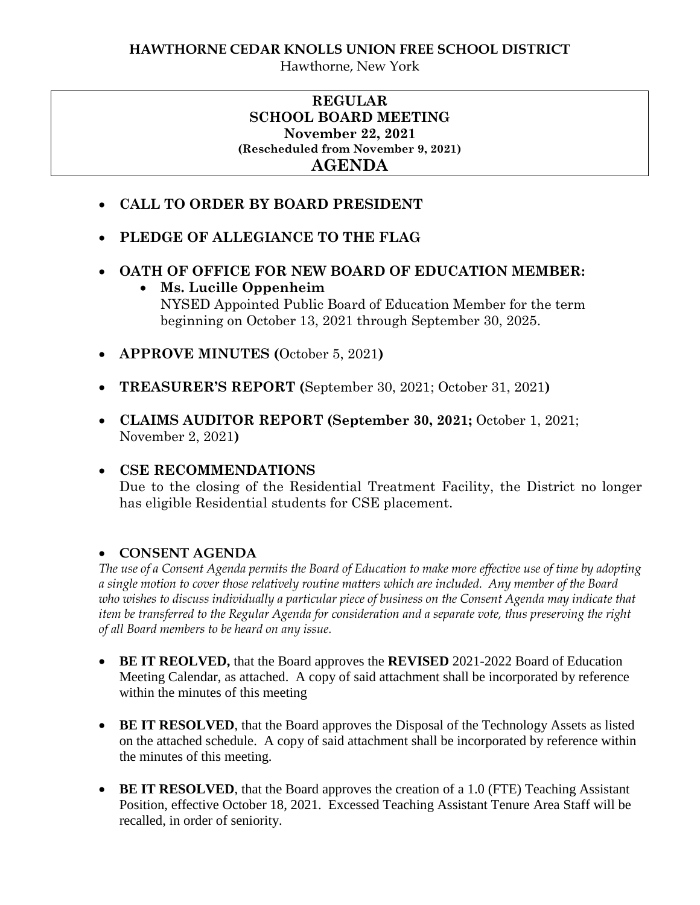**HAWTHORNE CEDAR KNOLLS UNION FREE SCHOOL DISTRICT**
Hawthorne, New York

**REGULAR**
**SCHOOL BOARD MEETING**
**November 22, 2021**
**(Rescheduled from November 9, 2021)**

# AGENDA

- **CALL TO ORDER BY BOARD PRESIDENT**
- **PLEDGE OF ALLEGIANCE TO THE FLAG**
- **OATH OF OFFICE FOR NEW BOARD OF EDUCATION MEMBER:**
  - **Ms. Lucille Oppenheim**
    NYSED Appointed Public Board of Education Member for the term beginning on October 13, 2021 through September 30, 2025.
- **APPROVE MINUTES (**October 5, 2021**)**
- **TREASURER'S REPORT (**September 30, 2021; October 31, 2021**)**
- **CLAIMS AUDITOR REPORT (September 30, 2021;** October 1, 2021; November 2, 2021**)**
- **CSE RECOMMENDATIONS**
  Due to the closing of the Residential Treatment Facility, the District no longer has eligible Residential students for CSE placement.
- **CONSENT AGENDA**

*The use of a Consent Agenda permits the Board of Education to make more effective use of time by adopting a single motion to cover those relatively routine matters which are included. Any member of the Board who wishes to discuss individually a particular piece of business on the Consent Agenda may indicate that item be transferred to the Regular Agenda for consideration and a separate vote, thus preserving the right of all Board members to be heard on any issue.*

- **BE IT REOLVED,** that the Board approves the **REVISED** 2021-2022 Board of Education Meeting Calendar, as attached. A copy of said attachment shall be incorporated by reference within the minutes of this meeting
- **BE IT RESOLVED**, that the Board approves the Disposal of the Technology Assets as listed on the attached schedule. A copy of said attachment shall be incorporated by reference within the minutes of this meeting.
- **BE IT RESOLVED**, that the Board approves the creation of a 1.0 (FTE) Teaching Assistant Position, effective October 18, 2021. Excessed Teaching Assistant Tenure Area Staff will be recalled, in order of seniority.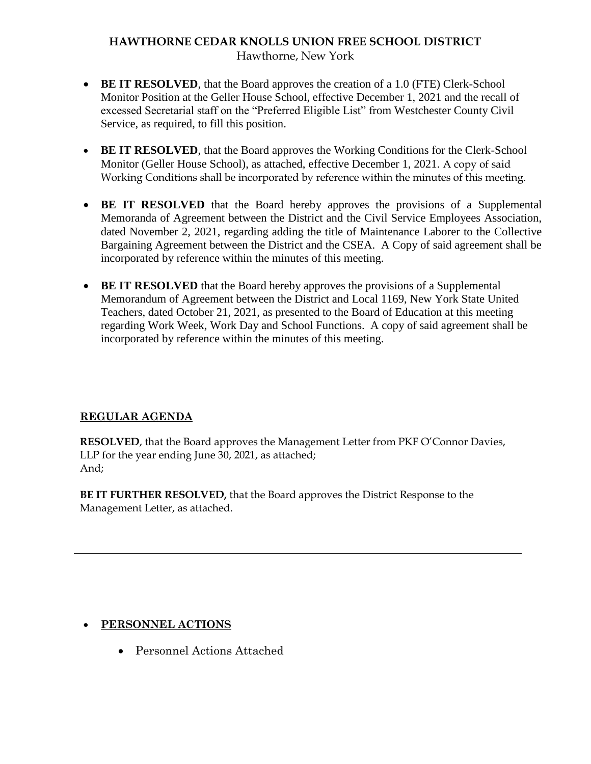**HAWTHORNE CEDAR KNOLLS UNION FREE SCHOOL DISTRICT**
Hawthorne, New York

- **BE IT RESOLVED**, that the Board approves the creation of a 1.0 (FTE) Clerk-School Monitor Position at the Geller House School, effective December 1, 2021 and the recall of excessed Secretarial staff on the "Preferred Eligible List" from Westchester County Civil Service, as required, to fill this position.

- **BE IT RESOLVED**, that the Board approves the Working Conditions for the Clerk-School Monitor (Geller House School), as attached, effective December 1, 2021. A copy of said Working Conditions shall be incorporated by reference within the minutes of this meeting.

- **BE IT RESOLVED** that the Board hereby approves the provisions of a Supplemental Memoranda of Agreement between the District and the Civil Service Employees Association, dated November 2, 2021, regarding adding the title of Maintenance Laborer to the Collective Bargaining Agreement between the District and the CSEA. A Copy of said agreement shall be incorporated by reference within the minutes of this meeting.

- **BE IT RESOLVED** that the Board hereby approves the provisions of a Supplemental Memorandum of Agreement between the District and Local 1169, New York State United Teachers, dated October 21, 2021, as presented to the Board of Education at this meeting regarding Work Week, Work Day and School Functions. A copy of said agreement shall be incorporated by reference within the minutes of this meeting.

**REGULAR AGENDA**

**RESOLVED**, that the Board approves the Management Letter from PKF O'Connor Davies, LLP for the year ending June 30, 2021, as attached;
And;

**BE IT FURTHER RESOLVED,** that the Board approves the District Response to the Management Letter, as attached.

---

- **PERSONNEL ACTIONS**
  - Personnel Actions Attached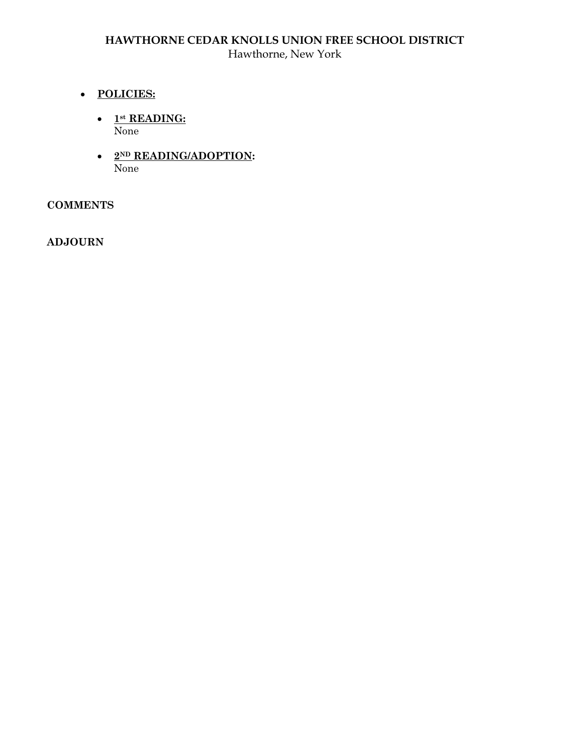**HAWTHORNE CEDAR KNOLLS UNION FREE SCHOOL DISTRICT**
Hawthorne, New York

- **POLICIES:**
  - **1st READING:**
    None
  - **2ND READING/ADOPTION:**
    None

**COMMENTS**

**ADJOURN**